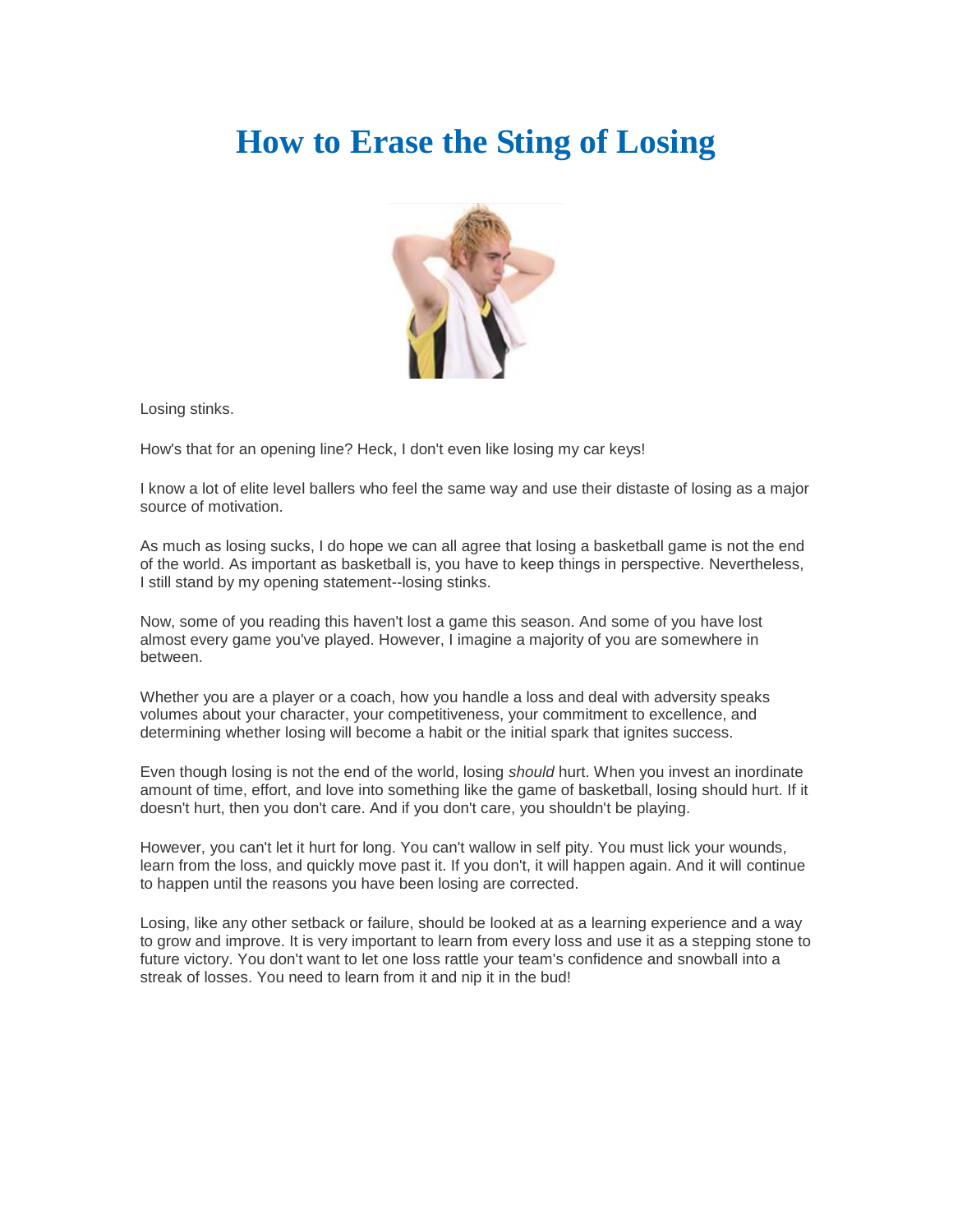# How to Erase the Sting of Losing

Losing stinks.

How's that for an opening line? Heck, I don't even like losing my car keys!

I know a lot of elite level ballers who feel the same way and use their distaste of losing as a major source of motivation.

As much as losing sucks, I do hope we can all agree that losing a basketball game is not the end of the world. As important as basketball is, you have to keep things in perspective. Nevertheless, I still stand by my opening statement--losing stinks.

Now, some of you reading this haven't lost a game this season. And some of you have lost almost every game you've played. However, I imagine a majority of you are somewhere in between.

Whether you are a player or a coach, how you handle a loss and deal with adversity speaks volumes about your character, your competitiveness, your commitment to excellence, and determining whether losing will become a habit or the initial spark that ignites success.

Even though losing is not the end of the world, losing *should* hurt. When you invest an inordinate amount of time, effort, and love into something like the game of basketball, losing should hurt. If it doesn't hurt, then you don't care. And if you don't care, you shouldn't be playing.

However, you can't let it hurt for long. You can't wallow in self pity. You must lick your wounds, learn from the loss, and quickly move past it. If you don't, it will happen again. And it will continue to happen until the reasons you have been losing are corrected.

Losing, like any other setback or failure, should be looked at as a learning experience and a way to grow and improve. It is very important to learn from every loss and use it as a stepping stone to future victory. You don't want to let one loss rattle your team's confidence and snowball into a streak of losses. You need to learn from it and nip it in the bud!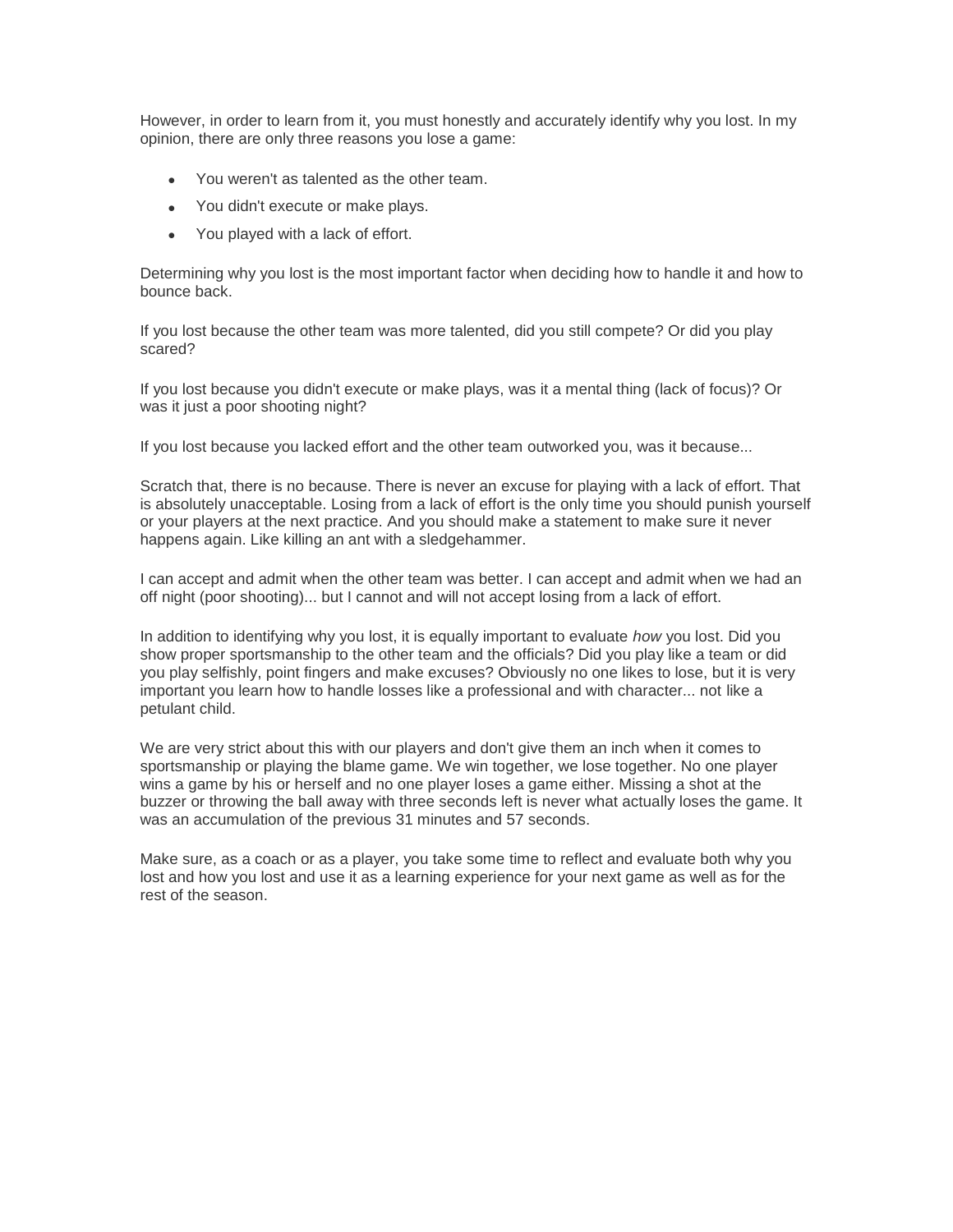However, in order to learn from it, you must honestly and accurately identify why you lost. In my opinion, there are only three reasons you lose a game:

- You weren't as talented as the other team.
- You didn't execute or make plays.
- You played with a lack of effort.

Determining why you lost is the most important factor when deciding how to handle it and how to bounce back.

If you lost because the other team was more talented, did you still compete? Or did you play scared?

If you lost because you didn't execute or make plays, was it a mental thing (lack of focus)? Or was it just a poor shooting night?

If you lost because you lacked effort and the other team outworked you, was it because...

Scratch that, there is no because. There is never an excuse for playing with a lack of effort. That is absolutely unacceptable. Losing from a lack of effort is the only time you should punish yourself or your players at the next practice. And you should make a statement to make sure it never happens again. Like killing an ant with a sledgehammer.

I can accept and admit when the other team was better. I can accept and admit when we had an off night (poor shooting)... but I cannot and will not accept losing from a lack of effort.

In addition to identifying why you lost, it is equally important to evaluate *how* you lost. Did you show proper sportsmanship to the other team and the officials? Did you play like a team or did you play selfishly, point fingers and make excuses? Obviously no one likes to lose, but it is very important you learn how to handle losses like a professional and with character... not like a petulant child.

We are very strict about this with our players and don't give them an inch when it comes to sportsmanship or playing the blame game. We win together, we lose together. No one player wins a game by his or herself and no one player loses a game either. Missing a shot at the buzzer or throwing the ball away with three seconds left is never what actually loses the game. It was an accumulation of the previous 31 minutes and 57 seconds.

Make sure, as a coach or as a player, you take some time to reflect and evaluate both why you lost and how you lost and use it as a learning experience for your next game as well as for the rest of the season.